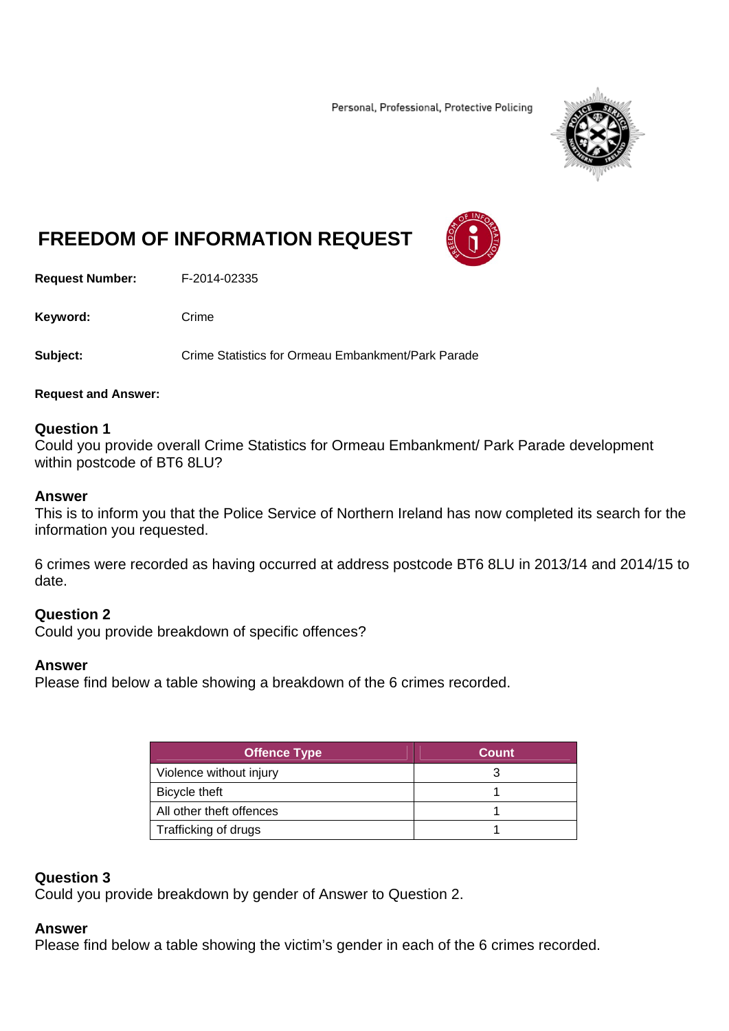Personal, Professional, Protective Policing

# FREEDOM OF INFORMATION REQUEST

**Request Number:** F-2014-02335

**Keyword:** Crime

**Subject:** Crime Statistics for Ormeau Embankment/Park Parade

**Request and Answer:**

**Question 1**
Could you provide overall Crime Statistics for Ormeau Embankment/ Park Parade development within postcode of BT6 8LU?

**Answer**
This is to inform you that the Police Service of Northern Ireland has now completed its search for the information you requested.

6 crimes were recorded as having occurred at address postcode BT6 8LU in 2013/14 and 2014/15 to date.

**Question 2**
Could you provide breakdown of specific offences?

**Answer**
Please find below a table showing a breakdown of the 6 crimes recorded.

| Offence Type | Count |
| --- | --- |
| Violence without injury | 3 |
| Bicycle theft | 1 |
| All other theft offences | 1 |
| Trafficking of drugs | 1 |

**Question 3**
Could you provide breakdown by gender of Answer to Question 2.

**Answer**
Please find below a table showing the victim's gender in each of the 6 crimes recorded.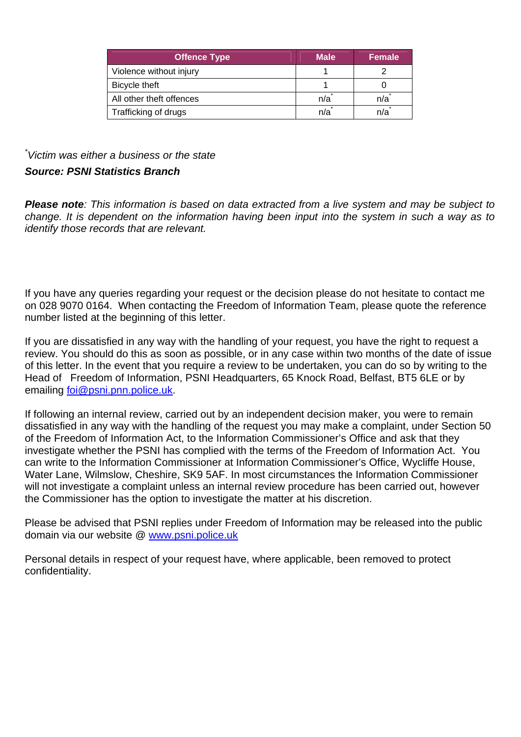| Offence Type | Male | Female |
|---|---|---|
| Violence without injury | 1 | 2 |
| Bicycle theft | 1 | 0 |
| All other theft offences | n/a* | n/a* |
| Trafficking of drugs | n/a* | n/a* |

**Victim was either a business or the state*

***Source: PSNI Statistics Branch***

***Please note**: This information is based on data extracted from a live system and may be subject to change. It is dependent on the information having been input into the system in such a way as to identify those records that are relevant.*

If you have any queries regarding your request or the decision please do not hesitate to contact me on 028 9070 0164. When contacting the Freedom of Information Team, please quote the reference number listed at the beginning of this letter.

If you are dissatisfied in any way with the handling of your request, you have the right to request a review. You should do this as soon as possible, or in any case within two months of the date of issue of this letter. In the event that you require a review to be undertaken, you can do so by writing to the Head of Freedom of Information, PSNI Headquarters, 65 Knock Road, Belfast, BT5 6LE or by emailing foi@psni.pnn.police.uk.

If following an internal review, carried out by an independent decision maker, you were to remain dissatisfied in any way with the handling of the request you may make a complaint, under Section 50 of the Freedom of Information Act, to the Information Commissioner's Office and ask that they investigate whether the PSNI has complied with the terms of the Freedom of Information Act. You can write to the Information Commissioner at Information Commissioner's Office, Wycliffe House, Water Lane, Wilmslow, Cheshire, SK9 5AF. In most circumstances the Information Commissioner will not investigate a complaint unless an internal review procedure has been carried out, however the Commissioner has the option to investigate the matter at his discretion.

Please be advised that PSNI replies under Freedom of Information may be released into the public domain via our website @ www.psni.police.uk

Personal details in respect of your request have, where applicable, been removed to protect confidentiality.